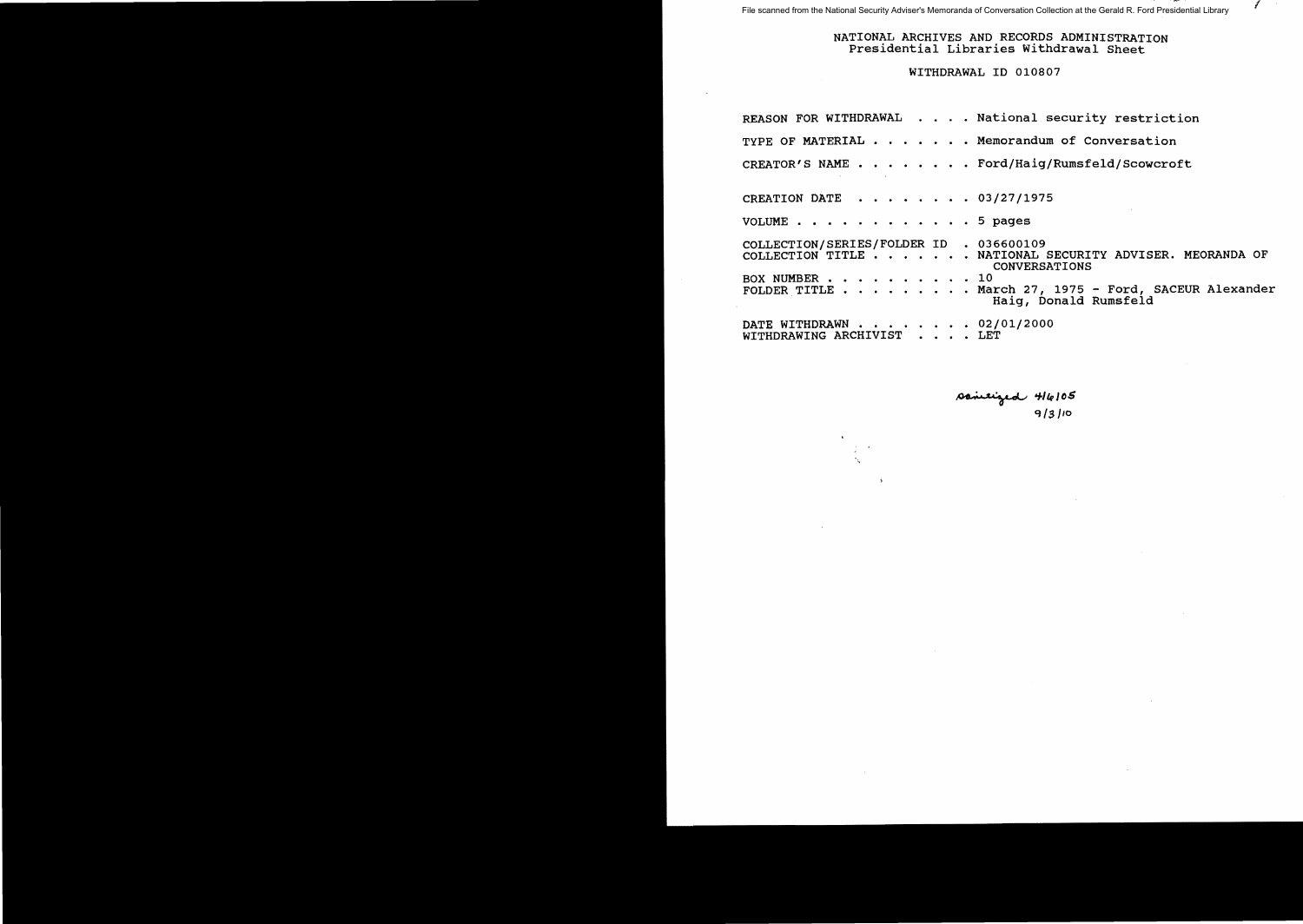File scanned from the National Security Adviser's Memoranda of Conversation Collection at the Gerald R. Ford Presidential Library

NATIONAL ARCHIVES AND RECORDS ADMINISTRATION
Presidential Libraries Withdrawal Sheet

WITHDRAWAL ID 010807

REASON FOR WITHDRAWAL . . . . National security restriction

TYPE OF MATERIAL . . . . . . . Memorandum of Conversation

CREATOR'S NAME . . . . . . . . Ford/Haig/Rumsfeld/Scowcroft

CREATION DATE . . . . . . . . 03/27/1975

VOLUME . . . . . . . . . . . . 5 pages

COLLECTION/SERIES/FOLDER ID . 036600109
COLLECTION TITLE . . . . . . . NATIONAL SECURITY ADVISER. MEORANDA OF CONVERSATIONS
BOX NUMBER . . . . . . . . . . 10
FOLDER TITLE . . . . . . . . . March 27, 1975 - Ford, SACEUR Alexander Haig, Donald Rumsfeld

DATE WITHDRAWN . . . . . . . . 02/01/2000
WITHDRAWING ARCHIVIST . . . . LET

sanitized 4/6/05
9/3/10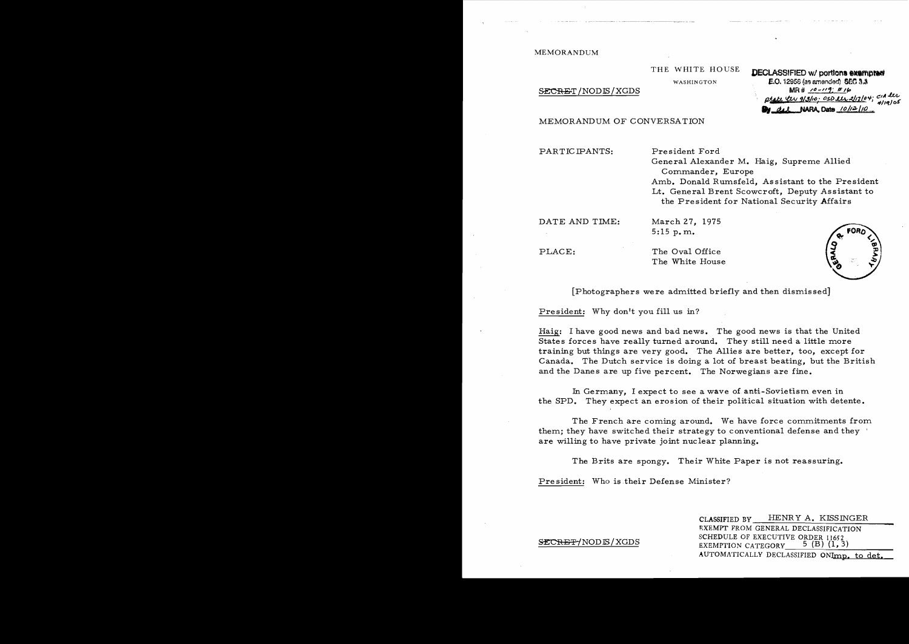MEMORANDUM

THE WHITE HOUSE

WASHINGTON

DECLASSIFIED w/ portions exempted
E.O. 12958 (as amended) SEC 3.3
MR # 10-119; #16
State ltr 9/3/10; OSD ltr 2/17/04; CIA ltr 4/19/05
By dal NARA, Date 10/12/10

~~SECRET~~/NODIS/XGDS

MEMORANDUM OF CONVERSATION

PARTICIPANTS: President Ford
General Alexander M. Haig, Supreme Allied Commander, Europe
Amb. Donald Rumsfeld, Assistant to the President
Lt. General Brent Scowcroft, Deputy Assistant to the President for National Security Affairs

DATE AND TIME: March 27, 1975
5:15 p.m.

PLACE: The Oval Office
The White House

[Photographers were admitted briefly and then dismissed]

President: Why don't you fill us in?

Haig: I have good news and bad news. The good news is that the United States forces have really turned around. They still need a little more training but things are very good. The Allies are better, too, except for Canada. The Dutch service is doing a lot of breast beating, but the British and the Danes are up five percent. The Norwegians are fine.

In Germany, I expect to see a wave of anti-Sovietism even in the SPD. They expect an erosion of their political situation with detente.

The French are coming around. We have force commitments from them; they have switched their strategy to conventional defense and they are willing to have private joint nuclear planning.

The Brits are spongy. Their White Paper is not reassuring.

President: Who is their Defense Minister?

~~SECRET~~/NODIS/XGDS

CLASSIFIED BY HENRY A. KISSINGER
EXEMPT FROM GENERAL DECLASSIFICATION
SCHEDULE OF EXECUTIVE ORDER 11652
EXEMPTION CATEGORY 5 (B) (1, 3)
AUTOMATICALLY DECLASSIFIED ON Imp. to det.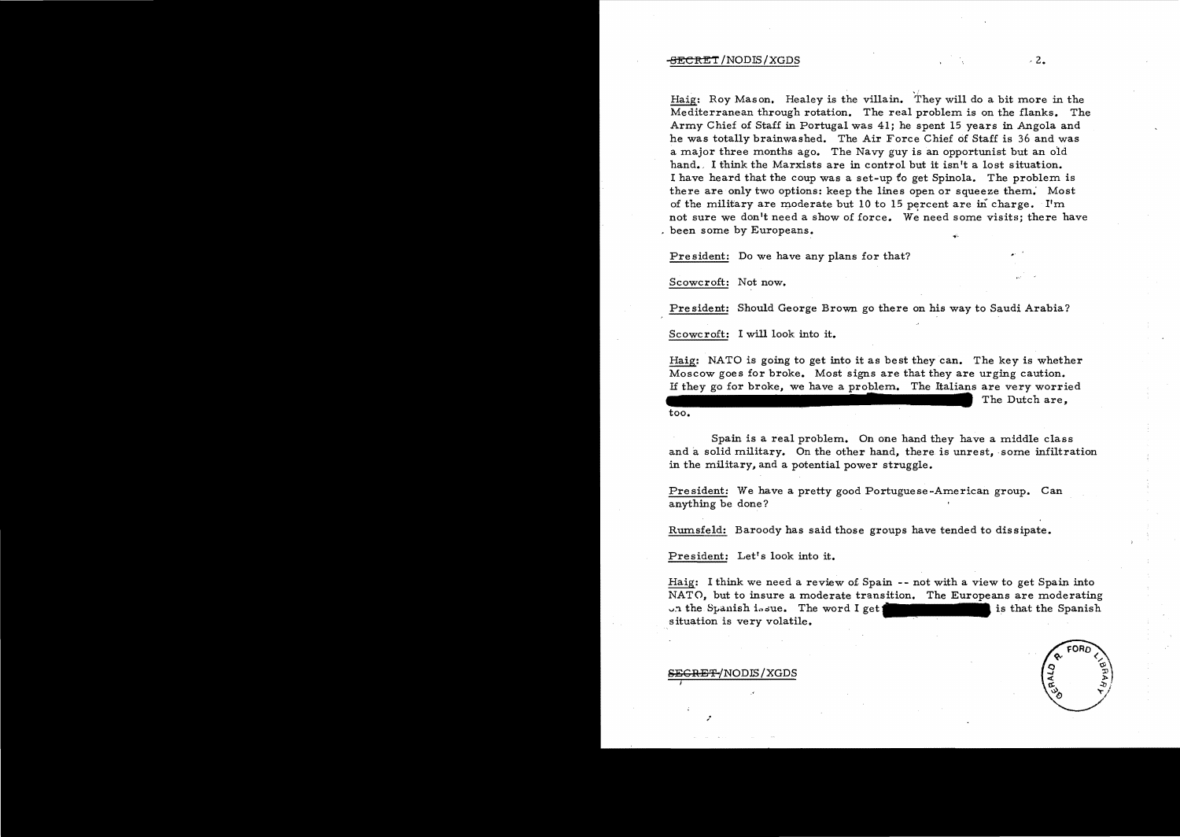SECRET/NODIS/XGDS

Haig: Roy Mason. Healey is the villain. They will do a bit more in the Mediterranean through rotation. The real problem is on the flanks. The Army Chief of Staff in Portugal was 41; he spent 15 years in Angola and he was totally brainwashed. The Air Force Chief of Staff is 36 and was a major three months ago. The Navy guy is an opportunist but an old hand. I think the Marxists are in control but it isn't a lost situation. I have heard that the coup was a set-up to get Spinola. The problem is there are only two options: keep the lines open or squeeze them. Most of the military are moderate but 10 to 15 percent are in charge. I'm not sure we don't need a show of force. We need some visits; there have been some by Europeans.

President: Do we have any plans for that?

Scowcroft: Not now.

President: Should George Brown go there on his way to Saudi Arabia?

Scowcroft: I will look into it.

Haig: NATO is going to get into it as best they can. The key is whether Moscow goes for broke. Most signs are that they are urging caution. If they go for broke, we have a problem. The Italians are very worried [redacted] The Dutch are, too.

Spain is a real problem. On one hand they have a middle class and a solid military. On the other hand, there is unrest, some infiltration in the military, and a potential power struggle.

President: We have a pretty good Portuguese-American group. Can anything be done?

Rumsfeld: Baroody has said those groups have tended to dissipate.

President: Let's look into it.

Haig: I think we need a review of Spain -- not with a view to get Spain into NATO, but to insure a moderate transition. The Europeans are moderating on the Spanish issue. The word I get [redacted] is that the Spanish situation is very volatile.

SECRET/NODIS/XGDS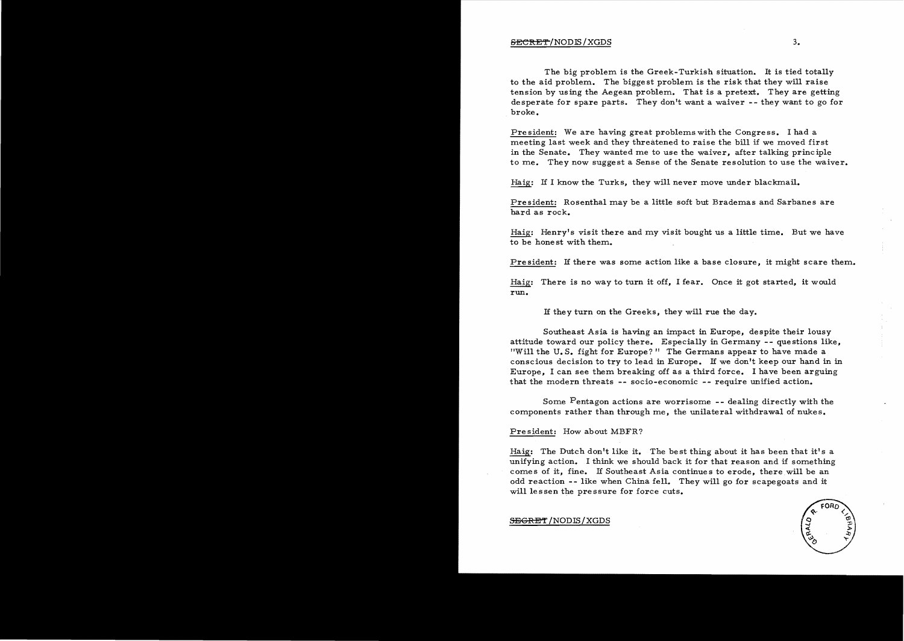The big problem is the Greek-Turkish situation. It is tied totally to the aid problem. The biggest problem is the risk that they will raise tension by using the Aegean problem. That is a pretext. They are getting desperate for spare parts. They don't want a waiver -- they want to go for broke.

President: We are having great problems with the Congress. I had a meeting last week and they threatened to raise the bill if we moved first in the Senate. They wanted me to use the waiver, after talking principle to me. They now suggest a Sense of the Senate resolution to use the waiver.

Haig: If I know the Turks, they will never move under blackmail.

President: Rosenthal may be a little soft but Brademas and Sarbanes are hard as rock.

Haig: Henry's visit there and my visit bought us a little time. But we have to be honest with them.

President: If there was some action like a base closure, it might scare them.

Haig: There is no way to turn it off, I fear. Once it got started, it would run.

If they turn on the Greeks, they will rue the day.

Southeast Asia is having an impact in Europe, despite their lousy attitude toward our policy there. Especially in Germany -- questions like, "Will the U.S. fight for Europe?" The Germans appear to have made a conscious decision to try to lead in Europe. If we don't keep our hand in in Europe, I can see them breaking off as a third force. I have been arguing that the modern threats -- socio-economic -- require unified action.

Some Pentagon actions are worrisome -- dealing directly with the components rather than through me, the unilateral withdrawal of nukes.

President: How about MBFR?

Haig: The Dutch don't like it. The best thing about it has been that it's a unifying action. I think we should back it for that reason and if something comes of it, fine. If Southeast Asia continues to erode, there will be an odd reaction -- like when China fell. They will go for scapegoats and it will lessen the pressure for force cuts.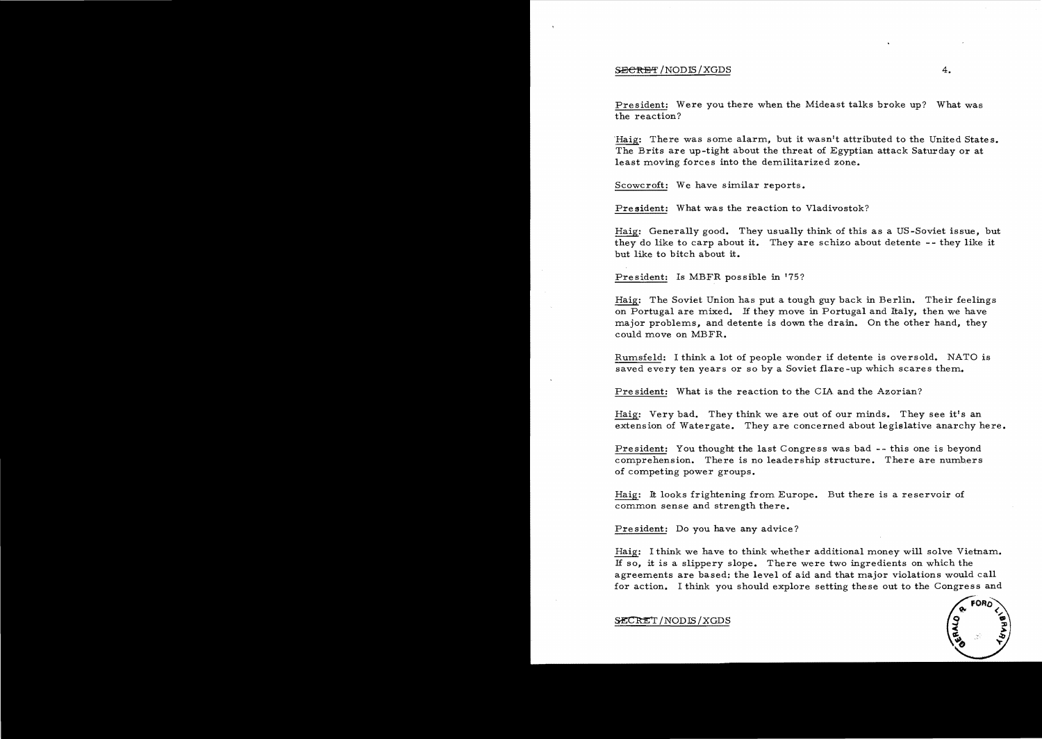President: Were you there when the Mideast talks broke up? What was the reaction?

Haig: There was some alarm, but it wasn't attributed to the United States. The Brits are up-tight about the threat of Egyptian attack Saturday or at least moving forces into the demilitarized zone.

Scowcroft: We have similar reports.

President: What was the reaction to Vladivostok?

Haig: Generally good. They usually think of this as a US-Soviet issue, but they do like to carp about it. They are schizo about detente -- they like it but like to bitch about it.

President: Is MBFR possible in '75?

Haig: The Soviet Union has put a tough guy back in Berlin. Their feelings on Portugal are mixed. If they move in Portugal and Italy, then we have major problems, and detente is down the drain. On the other hand, they could move on MBFR.

Rumsfeld: I think a lot of people wonder if detente is oversold. NATO is saved every ten years or so by a Soviet flare-up which scares them.

President: What is the reaction to the CIA and the Azorian?

Haig: Very bad. They think we are out of our minds. They see it's an extension of Watergate. They are concerned about legislative anarchy here.

President: You thought the last Congress was bad -- this one is beyond comprehension. There is no leadership structure. There are numbers of competing power groups.

Haig: It looks frightening from Europe. But there is a reservoir of common sense and strength there.

President: Do you have any advice?

Haig: I think we have to think whether additional money will solve Vietnam. If so, it is a slippery slope. There were two ingredients on which the agreements are based: the level of aid and that major violations would call for action. I think you should explore setting these out to the Congress and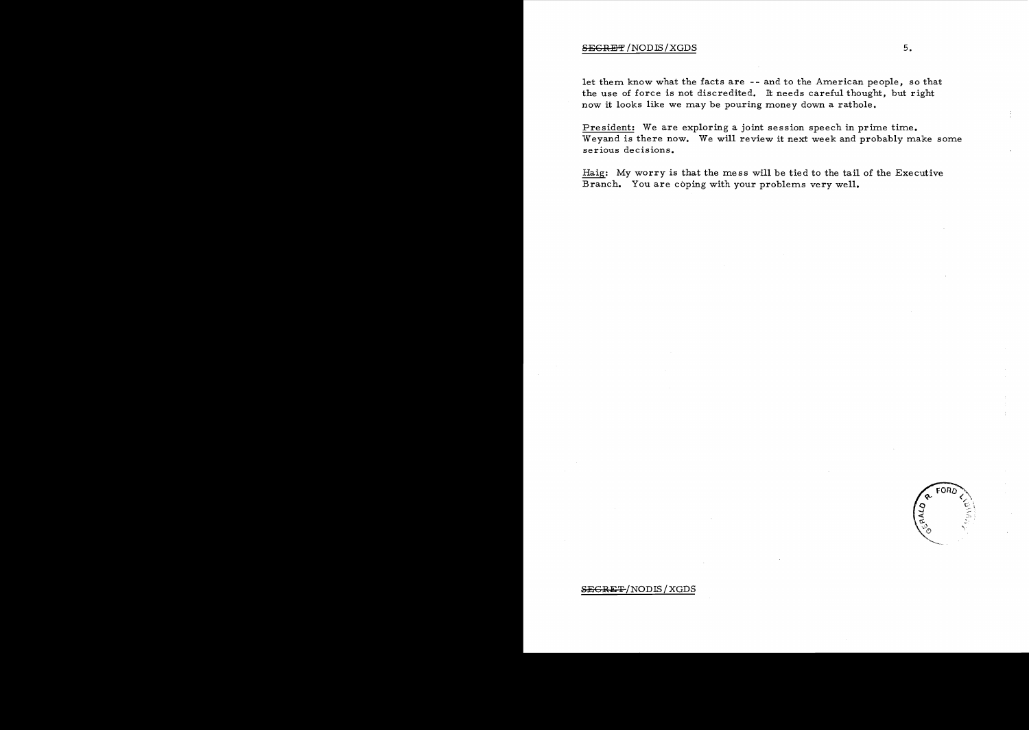let them know what the facts are -- and to the American people, so that the use of force is not discredited. It needs careful thought, but right now it looks like we may be pouring money down a rathole.

President: We are exploring a joint session speech in prime time. Weyand is there now. We will review it next week and probably make some serious decisions.

Haig: My worry is that the mess will be tied to the tail of the Executive Branch. You are coping with your problems very well.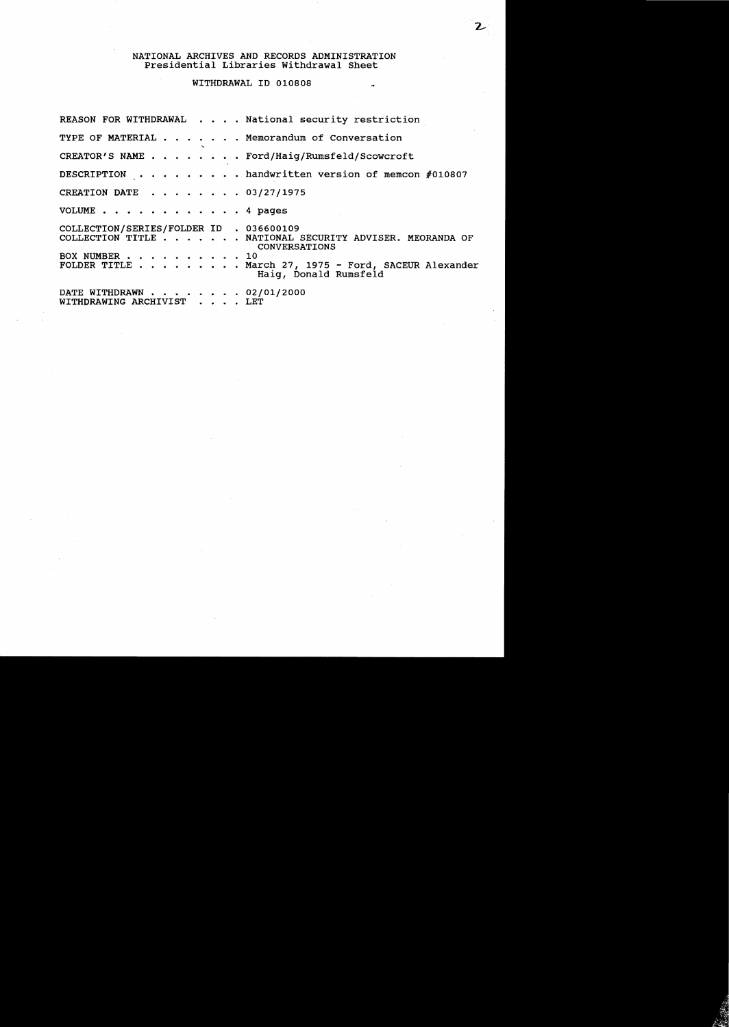NATIONAL ARCHIVES AND RECORDS ADMINISTRATION
Presidential Libraries Withdrawal Sheet

WITHDRAWAL ID 010808

REASON FOR WITHDRAWAL . . . . National security restriction

TYPE OF MATERIAL . . . . . . . Memorandum of Conversation

CREATOR'S NAME . . . . . . . . Ford/Haig/Rumsfeld/Scowcroft

DESCRIPTION . . . . . . . . . handwritten version of memcon #010807

CREATION DATE . . . . . . . . 03/27/1975

VOLUME . . . . . . . . . . . . 4 pages

COLLECTION/SERIES/FOLDER ID . 036600109
COLLECTION TITLE . . . . . . . NATIONAL SECURITY ADVISER. MEORANDA OF CONVERSATIONS
BOX NUMBER . . . . . . . . . . 10
FOLDER TITLE . . . . . . . . . March 27, 1975 - Ford, SACEUR Alexander Haig, Donald Rumsfeld

DATE WITHDRAWN . . . . . . . . 02/01/2000
WITHDRAWING ARCHIVIST . . . . LET